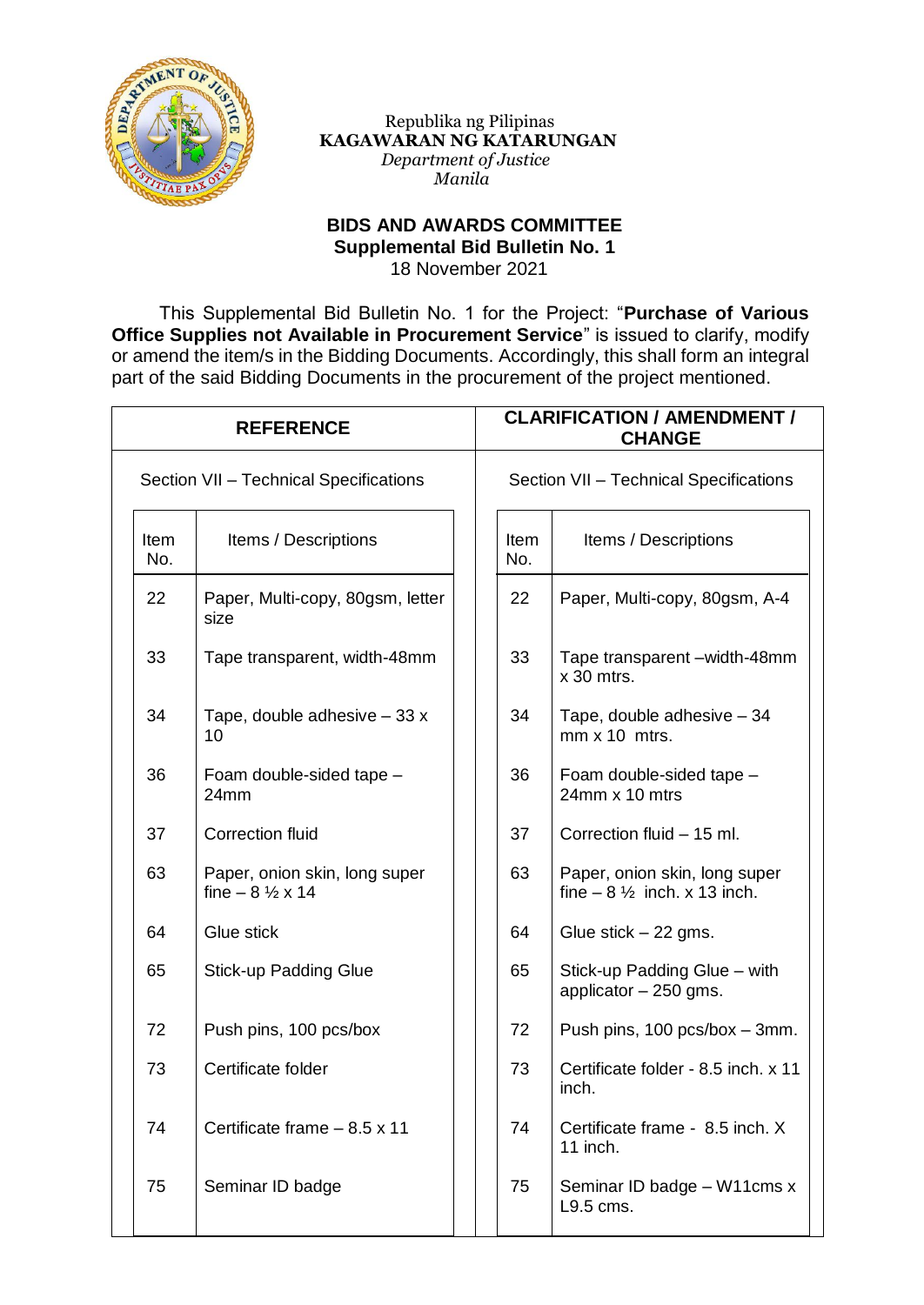Republika ng Pilipinas
**KAGAWARAN NG KATARUNGAN**
*Department of Justice*
*Manila*

**BIDS AND AWARDS COMMITTEE**
**Supplemental Bid Bulletin No. 1**
18 November 2021

This Supplemental Bid Bulletin No. 1 for the Project: "**Purchase of Various Office Supplies not Available in Procurement Service**" is issued to clarify, modify or amend the item/s in the Bidding Documents. Accordingly, this shall form an integral part of the said Bidding Documents in the procurement of the project mentioned.

| **REFERENCE** | | **CLARIFICATION / AMENDMENT / CHANGE** | |
|---|---|---|---|
| Section VII – Technical Specifications | | Section VII – Technical Specifications | |
| Item No. | Items / Descriptions | Item No. | Items / Descriptions |
| 22 | Paper, Multi-copy, 80gsm, letter size | 22 | Paper, Multi-copy, 80gsm, A-4 |
| 33 | Tape transparent, width-48mm | 33 | Tape transparent –width-48mm x 30 mtrs. |
| 34 | Tape, double adhesive – 33 x 10 | 34 | Tape, double adhesive – 34 mm x 10 mtrs. |
| 36 | Foam double-sided tape – 24mm | 36 | Foam double-sided tape – 24mm x 10 mtrs |
| 37 | Correction fluid | 37 | Correction fluid – 15 ml. |
| 63 | Paper, onion skin, long super fine – 8 ½ x 14 | 63 | Paper, onion skin, long super fine – 8 ½ inch. x 13 inch. |
| 64 | Glue stick | 64 | Glue stick – 22 gms. |
| 65 | Stick-up Padding Glue | 65 | Stick-up Padding Glue – with applicator – 250 gms. |
| 72 | Push pins, 100 pcs/box | 72 | Push pins, 100 pcs/box – 3mm. |
| 73 | Certificate folder | 73 | Certificate folder - 8.5 inch. x 11 inch. |
| 74 | Certificate frame – 8.5 x 11 | 74 | Certificate frame - 8.5 inch. X 11 inch. |
| 75 | Seminar ID badge | 75 | Seminar ID badge – W11cms x L9.5 cms. |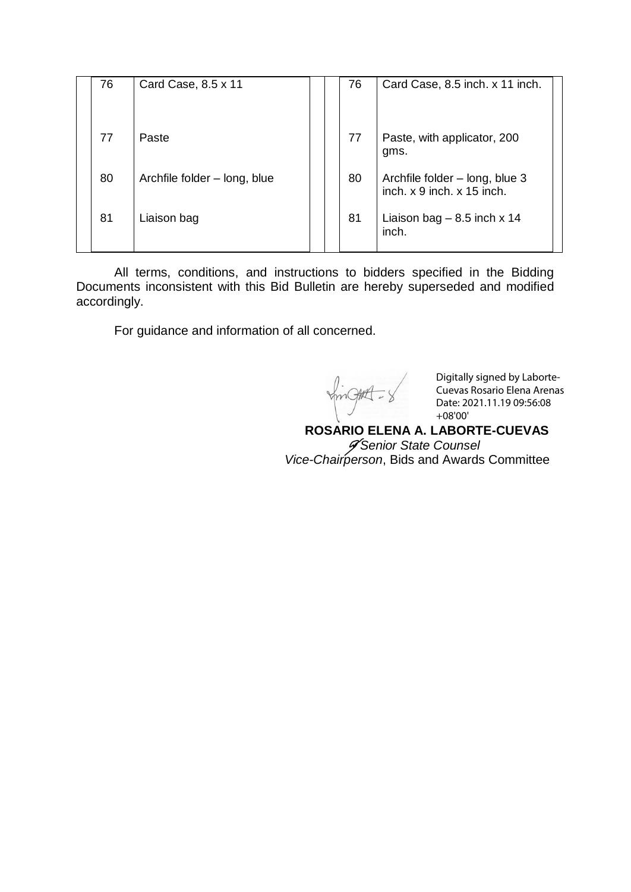| | | | |
|---|---|---|---|
| 76 | Card Case, 8.5 x 11 | 76 | Card Case, 8.5 inch. x 11 inch. |
| 77 | Paste | 77 | Paste, with applicator, 200 gms. |
| 80 | Archfile folder – long, blue | 80 | Archfile folder – long, blue 3 inch. x 9 inch. x 15 inch. |
| 81 | Liaison bag | 81 | Liaison bag – 8.5 inch x 14 inch. |

All terms, conditions, and instructions to bidders specified in the Bidding Documents inconsistent with this Bid Bulletin are hereby superseded and modified accordingly.

For guidance and information of all concerned.

Digitally signed by Laborte-Cuevas Rosario Elena Arenas
Date: 2021.11.19 09:56:08 +08'00'

**ROSARIO ELENA A. LABORTE-CUEVAS**
*Senior State Counsel*
*Vice-Chairperson*, Bids and Awards Committee